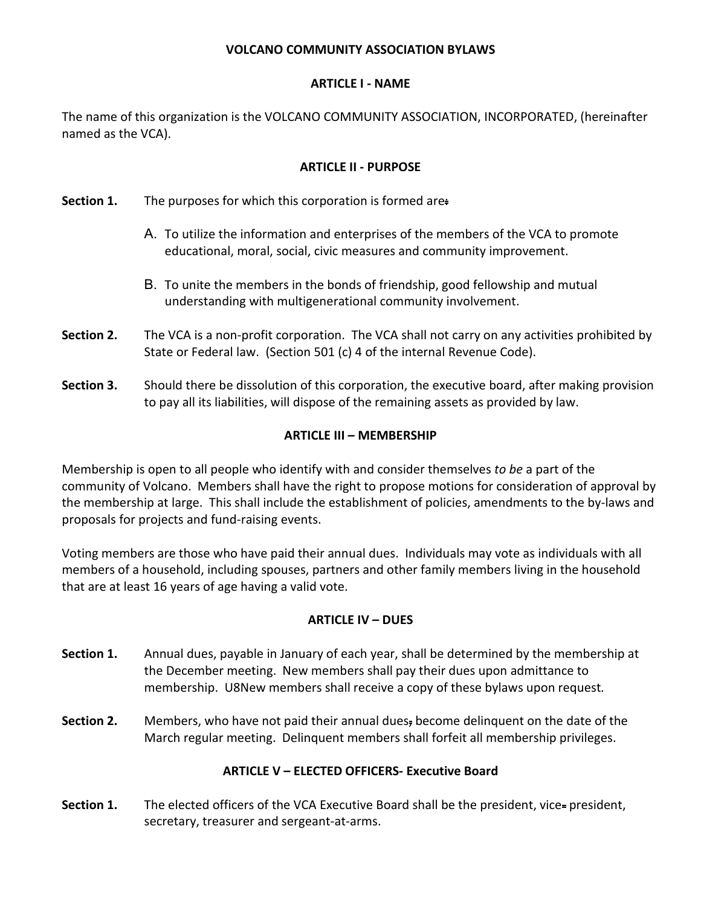# VOLCANO COMMUNITY ASSOCIATION BYLAWS

## ARTICLE I - NAME

The name of this organization is the VOLCANO COMMUNITY ASSOCIATION, INCORPORATED, (hereinafter named as the VCA).

## ARTICLE II - PURPOSE

**Section 1.** The purposes for which this corporation is formed are:

A. To utilize the information and enterprises of the members of the VCA to promote educational, moral, social, civic measures and community improvement.

B. To unite the members in the bonds of friendship, good fellowship and mutual understanding with multigenerational community involvement.

**Section 2.** The VCA is a non-profit corporation. The VCA shall not carry on any activities prohibited by State or Federal law. (Section 501 (c) 4 of the internal Revenue Code).

**Section 3.** Should there be dissolution of this corporation, the executive board, after making provision to pay all its liabilities, will dispose of the remaining assets as provided by law.

## ARTICLE III – MEMBERSHIP

Membership is open to all people who identify with and consider themselves *to be* a part of the community of Volcano. Members shall have the right to propose motions for consideration of approval by the membership at large. This shall include the establishment of policies, amendments to the by-laws and proposals for projects and fund-raising events.

Voting members are those who have paid their annual dues. Individuals may vote as individuals with all members of a household, including spouses, partners and other family members living in the household that are at least 16 years of age having a valid vote.

## ARTICLE IV – DUES

**Section 1.** Annual dues, payable in January of each year, shall be determined by the membership at the December meeting. New members shall pay their dues upon admittance to membership. U8New members shall receive a copy of these bylaws upon request.

**Section 2.** Members, who have not paid their annual dues, become delinquent on the date of the March regular meeting. Delinquent members shall forfeit all membership privileges.

## ARTICLE V – ELECTED OFFICERS- Executive Board

**Section 1.** The elected officers of the VCA Executive Board shall be the president, vice- president, secretary, treasurer and sergeant-at-arms.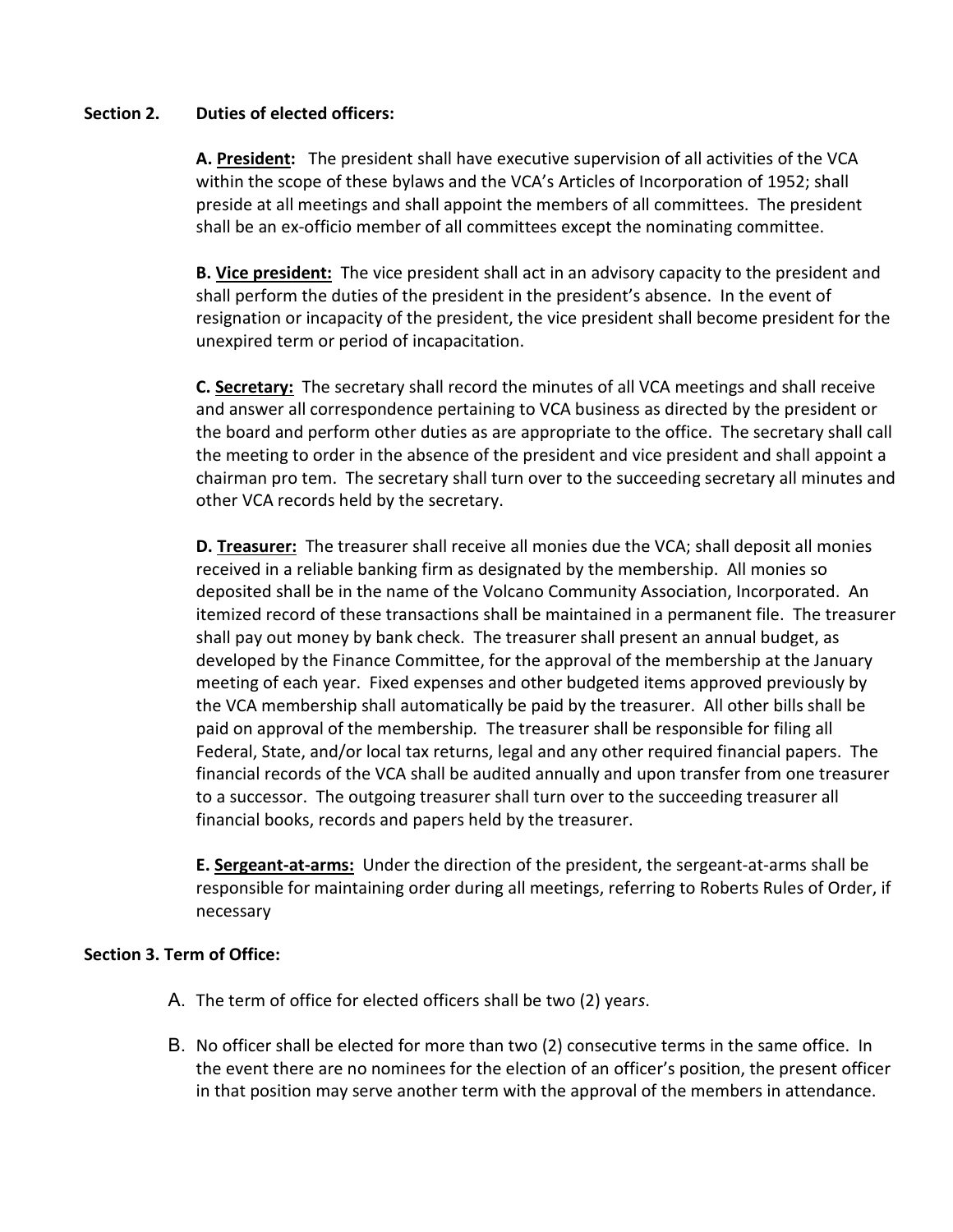**Section 2. Duties of elected officers:**

**A. President:** The president shall have executive supervision of all activities of the VCA within the scope of these bylaws and the VCA's Articles of Incorporation of 1952; shall preside at all meetings and shall appoint the members of all committees. The president shall be an ex-officio member of all committees except the nominating committee.

**B. Vice president:** The vice president shall act in an advisory capacity to the president and shall perform the duties of the president in the president's absence. In the event of resignation or incapacity of the president, the vice president shall become president for the unexpired term or period of incapacitation.

**C. Secretary:** The secretary shall record the minutes of all VCA meetings and shall receive and answer all correspondence pertaining to VCA business as directed by the president or the board and perform other duties as are appropriate to the office. The secretary shall call the meeting to order in the absence of the president and vice president and shall appoint a chairman pro tem. The secretary shall turn over to the succeeding secretary all minutes and other VCA records held by the secretary.

**D. Treasurer:** The treasurer shall receive all monies due the VCA; shall deposit all monies received in a reliable banking firm as designated by the membership. All monies so deposited shall be in the name of the Volcano Community Association, Incorporated. An itemized record of these transactions shall be maintained in a permanent file. The treasurer shall pay out money by bank check. The treasurer shall present an annual budget, as developed by the Finance Committee, for the approval of the membership at the January meeting of each year. Fixed expenses and other budgeted items approved previously by the VCA membership shall automatically be paid by the treasurer. All other bills shall be paid on approval of the membership. The treasurer shall be responsible for filing all Federal, State, and/or local tax returns, legal and any other required financial papers. The financial records of the VCA shall be audited annually and upon transfer from one treasurer to a successor. The outgoing treasurer shall turn over to the succeeding treasurer all financial books, records and papers held by the treasurer.

**E. Sergeant-at-arms:** Under the direction of the president, the sergeant-at-arms shall be responsible for maintaining order during all meetings, referring to Roberts Rules of Order, if necessary

**Section 3. Term of Office:**

A. The term of office for elected officers shall be two (2) years.

B. No officer shall be elected for more than two (2) consecutive terms in the same office. In the event there are no nominees for the election of an officer's position, the present officer in that position may serve another term with the approval of the members in attendance.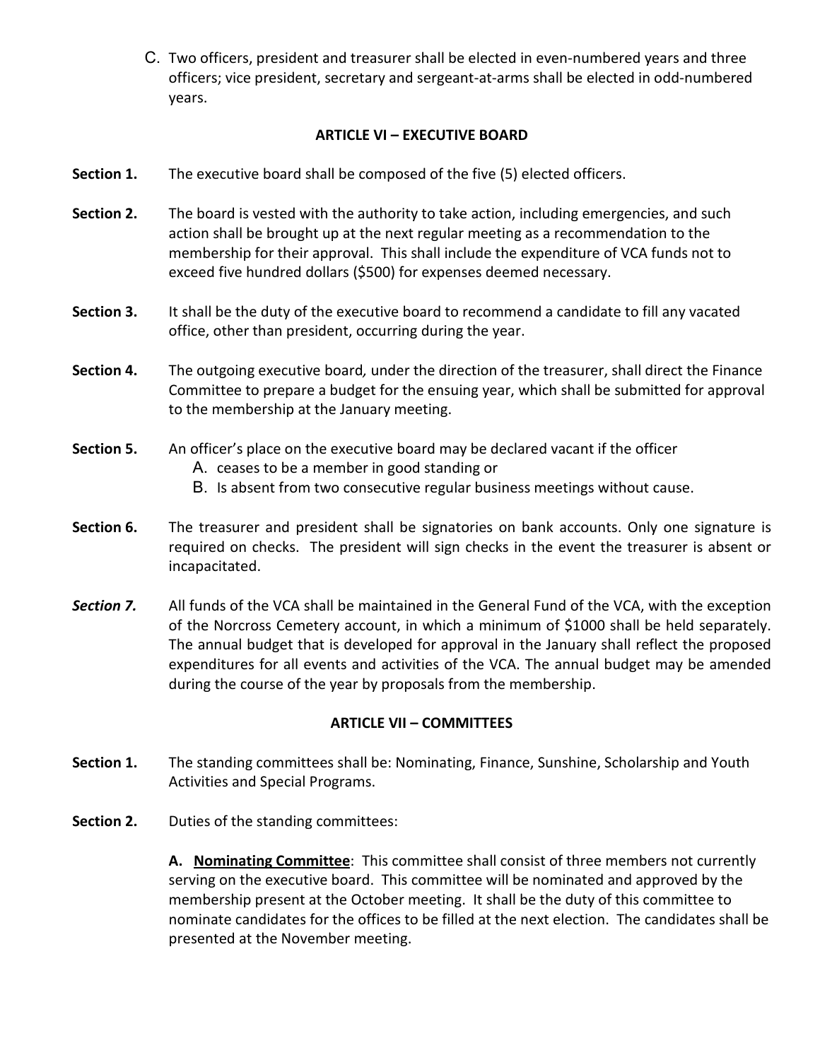C. Two officers, president and treasurer shall be elected in even-numbered years and three officers; vice president, secretary and sergeant-at-arms shall be elected in odd-numbered years.

## ARTICLE VI – EXECUTIVE BOARD

**Section 1.** The executive board shall be composed of the five (5) elected officers.

**Section 2.** The board is vested with the authority to take action, including emergencies, and such action shall be brought up at the next regular meeting as a recommendation to the membership for their approval. This shall include the expenditure of VCA funds not to exceed five hundred dollars ($500) for expenses deemed necessary.

**Section 3.** It shall be the duty of the executive board to recommend a candidate to fill any vacated office, other than president, occurring during the year.

**Section 4.** The outgoing executive board, under the direction of the treasurer, shall direct the Finance Committee to prepare a budget for the ensuing year, which shall be submitted for approval to the membership at the January meeting.

**Section 5.** An officer's place on the executive board may be declared vacant if the officer

A. ceases to be a member in good standing or

B. Is absent from two consecutive regular business meetings without cause.

**Section 6.** The treasurer and president shall be signatories on bank accounts. Only one signature is required on checks. The president will sign checks in the event the treasurer is absent or incapacitated.

***Section 7.*** All funds of the VCA shall be maintained in the General Fund of the VCA, with the exception of the Norcross Cemetery account, in which a minimum of $1000 shall be held separately. The annual budget that is developed for approval in the January shall reflect the proposed expenditures for all events and activities of the VCA. The annual budget may be amended during the course of the year by proposals from the membership.

## ARTICLE VII – COMMITTEES

**Section 1.** The standing committees shall be: Nominating, Finance, Sunshine, Scholarship and Youth Activities and Special Programs.

**Section 2.** Duties of the standing committees:

**A. Nominating Committee**: This committee shall consist of three members not currently serving on the executive board. This committee will be nominated and approved by the membership present at the October meeting. It shall be the duty of this committee to nominate candidates for the offices to be filled at the next election. The candidates shall be presented at the November meeting.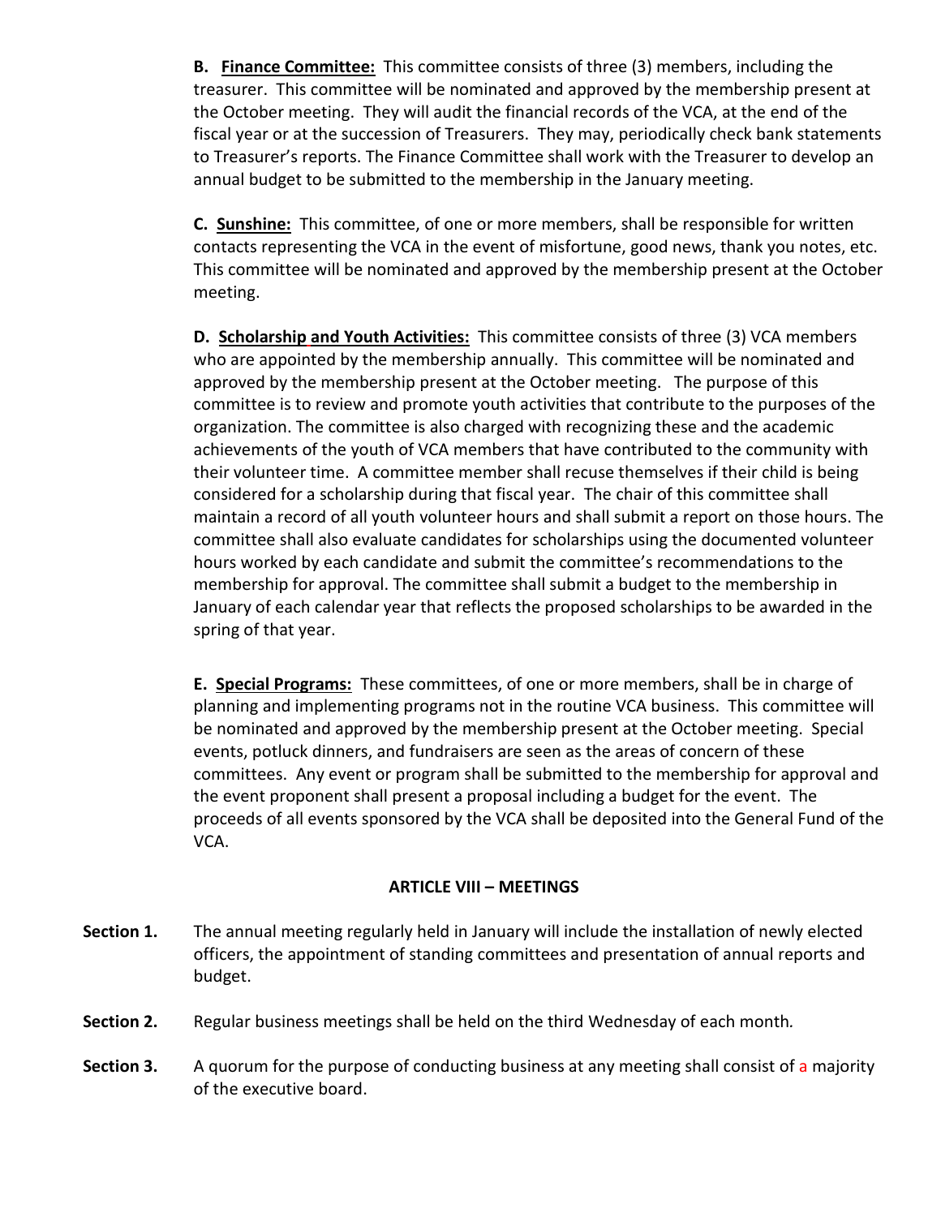**B. <u>Finance Committee:</u>** This committee consists of three (3) members, including the treasurer. This committee will be nominated and approved by the membership present at the October meeting. They will audit the financial records of the VCA, at the end of the fiscal year or at the succession of Treasurers. They may, periodically check bank statements to Treasurer's reports. The Finance Committee shall work with the Treasurer to develop an annual budget to be submitted to the membership in the January meeting.

**C. <u>Sunshine:</u>** This committee, of one or more members, shall be responsible for written contacts representing the VCA in the event of misfortune, good news, thank you notes, etc. This committee will be nominated and approved by the membership present at the October meeting.

**D. <u>Scholarship and Youth Activities:</u>** This committee consists of three (3) VCA members who are appointed by the membership annually. This committee will be nominated and approved by the membership present at the October meeting. The purpose of this committee is to review and promote youth activities that contribute to the purposes of the organization. The committee is also charged with recognizing these and the academic achievements of the youth of VCA members that have contributed to the community with their volunteer time. A committee member shall recuse themselves if their child is being considered for a scholarship during that fiscal year. The chair of this committee shall maintain a record of all youth volunteer hours and shall submit a report on those hours. The committee shall also evaluate candidates for scholarships using the documented volunteer hours worked by each candidate and submit the committee's recommendations to the membership for approval. The committee shall submit a budget to the membership in January of each calendar year that reflects the proposed scholarships to be awarded in the spring of that year.

**E. <u>Special Programs:</u>** These committees, of one or more members, shall be in charge of planning and implementing programs not in the routine VCA business. This committee will be nominated and approved by the membership present at the October meeting. Special events, potluck dinners, and fundraisers are seen as the areas of concern of these committees. Any event or program shall be submitted to the membership for approval and the event proponent shall present a proposal including a budget for the event. The proceeds of all events sponsored by the VCA shall be deposited into the General Fund of the VCA.

## ARTICLE VIII – MEETINGS

**Section 1.** The annual meeting regularly held in January will include the installation of newly elected officers, the appointment of standing committees and presentation of annual reports and budget.

**Section 2.** Regular business meetings shall be held on the third Wednesday of each month.

**Section 3.** A quorum for the purpose of conducting business at any meeting shall consist of a majority of the executive board.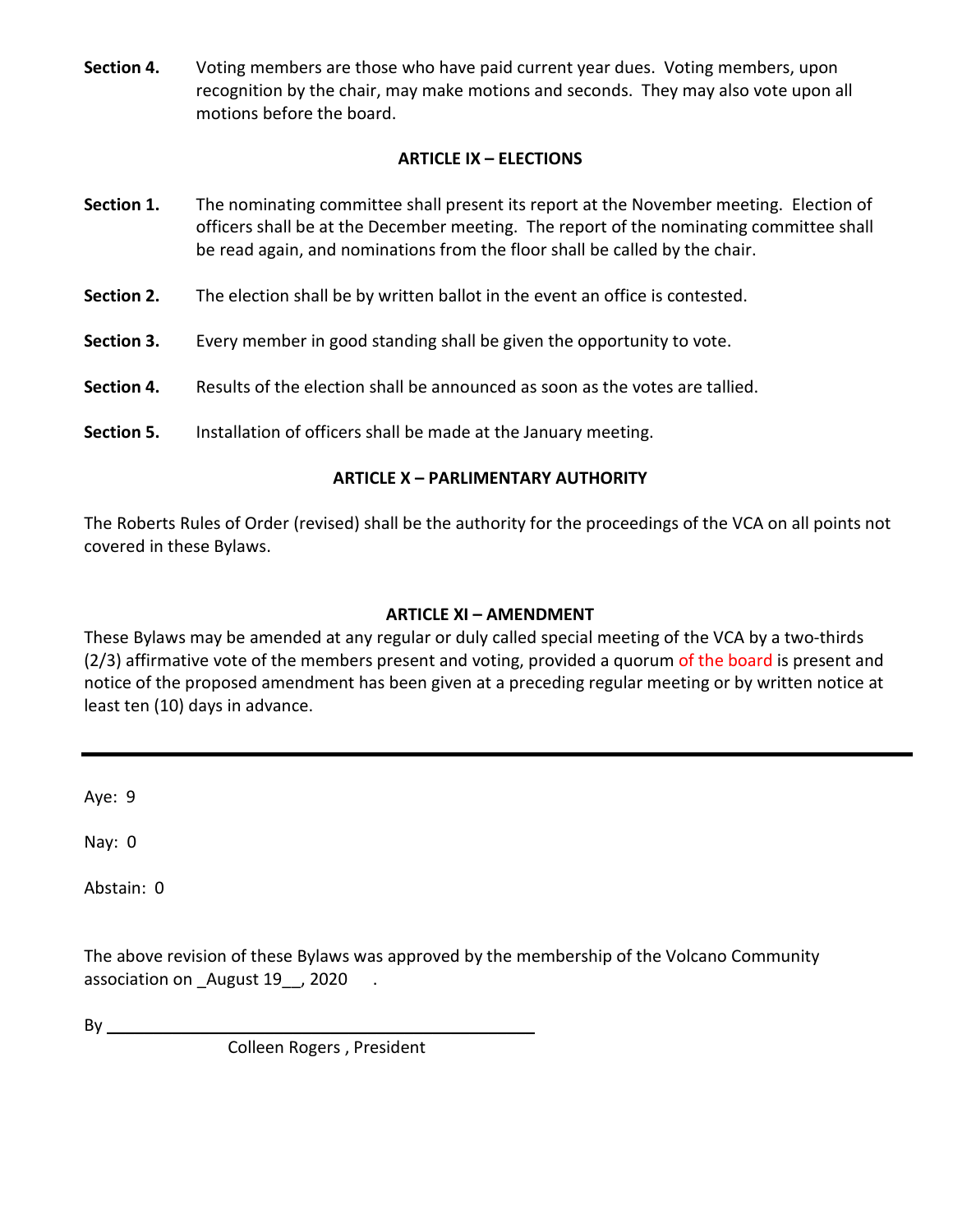**Section 4.** Voting members are those who have paid current year dues. Voting members, upon recognition by the chair, may make motions and seconds. They may also vote upon all motions before the board.

### ARTICLE IX – ELECTIONS

**Section 1.** The nominating committee shall present its report at the November meeting. Election of officers shall be at the December meeting. The report of the nominating committee shall be read again, and nominations from the floor shall be called by the chair.

**Section 2.** The election shall be by written ballot in the event an office is contested.

**Section 3.** Every member in good standing shall be given the opportunity to vote.

**Section 4.** Results of the election shall be announced as soon as the votes are tallied.

**Section 5.** Installation of officers shall be made at the January meeting.

### ARTICLE X – PARLIMENTARY AUTHORITY

The Roberts Rules of Order (revised) shall be the authority for the proceedings of the VCA on all points not covered in these Bylaws.

### ARTICLE XI – AMENDMENT

These Bylaws may be amended at any regular or duly called special meeting of the VCA by a two-thirds (2/3) affirmative vote of the members present and voting, provided a quorum of the board is present and notice of the proposed amendment has been given at a preceding regular meeting or by written notice at least ten (10) days in advance.

---

Aye: 9

Nay: 0

Abstain: 0

The above revision of these Bylaws was approved by the membership of the Volcano Community association on _August 19__, 2020 .

By ______________________________

Colleen Rogers , President